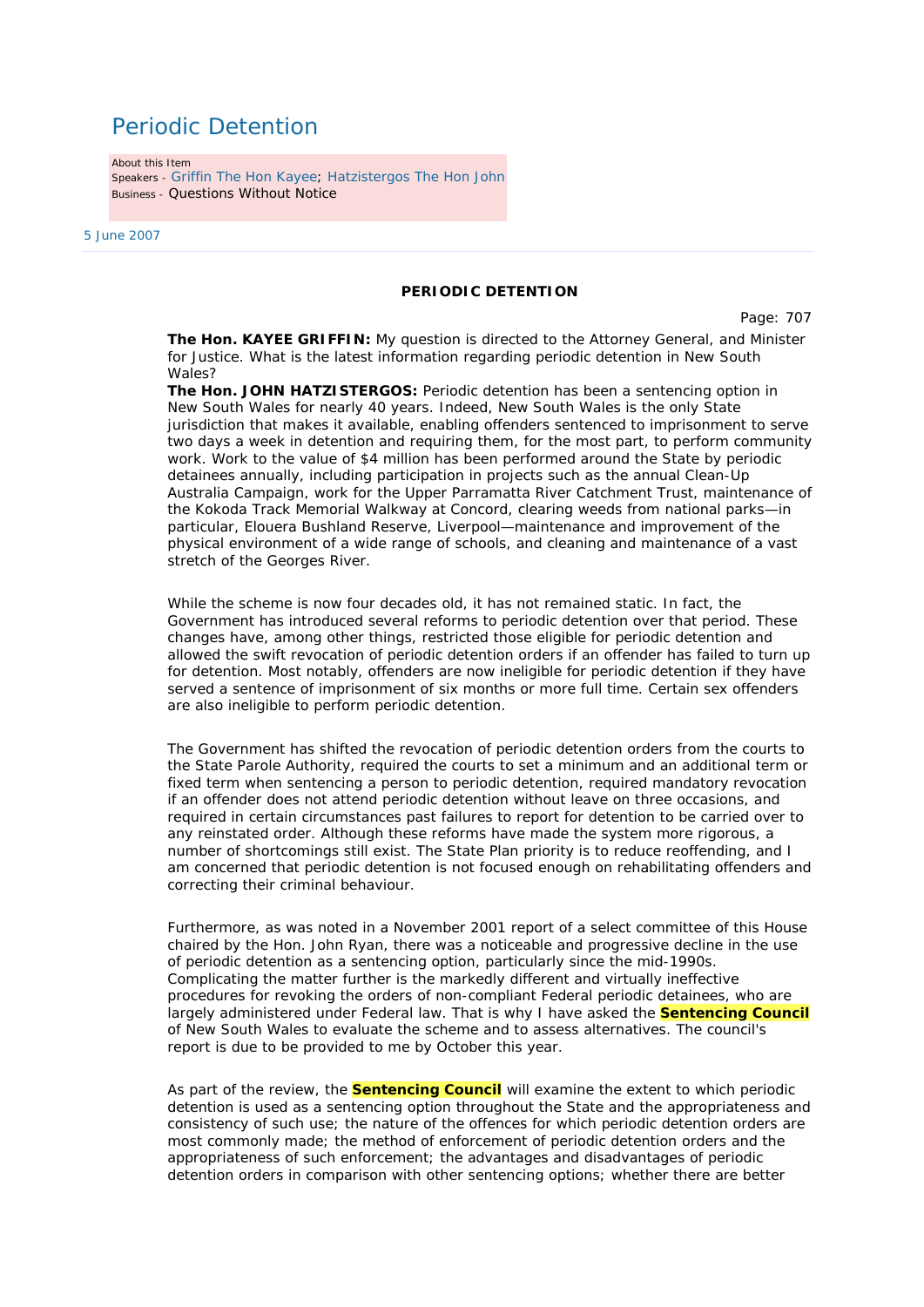# Periodic Detention

About this Item
Speakers - Griffin The Hon Kayee; Hatzistergos The Hon John
Business - Questions Without Notice

5 June 2007

**PERIODIC DETENTION**

Page: 707

**The Hon. KAYEE GRIFFIN:** My question is directed to the Attorney General, and Minister for Justice. What is the latest information regarding periodic detention in New South Wales?

**The Hon. JOHN HATZISTERGOS:** Periodic detention has been a sentencing option in New South Wales for nearly 40 years. Indeed, New South Wales is the only State jurisdiction that makes it available, enabling offenders sentenced to imprisonment to serve two days a week in detention and requiring them, for the most part, to perform community work. Work to the value of $4 million has been performed around the State by periodic detainees annually, including participation in projects such as the annual Clean-Up Australia Campaign, work for the Upper Parramatta River Catchment Trust, maintenance of the Kokoda Track Memorial Walkway at Concord, clearing weeds from national parks—in particular, Elouera Bushland Reserve, Liverpool—maintenance and improvement of the physical environment of a wide range of schools, and cleaning and maintenance of a vast stretch of the Georges River.

While the scheme is now four decades old, it has not remained static. In fact, the Government has introduced several reforms to periodic detention over that period. These changes have, among other things, restricted those eligible for periodic detention and allowed the swift revocation of periodic detention orders if an offender has failed to turn up for detention. Most notably, offenders are now ineligible for periodic detention if they have served a sentence of imprisonment of six months or more full time. Certain sex offenders are also ineligible to perform periodic detention.

The Government has shifted the revocation of periodic detention orders from the courts to the State Parole Authority, required the courts to set a minimum and an additional term or fixed term when sentencing a person to periodic detention, required mandatory revocation if an offender does not attend periodic detention without leave on three occasions, and required in certain circumstances past failures to report for detention to be carried over to any reinstated order. Although these reforms have made the system more rigorous, a number of shortcomings still exist. The State Plan priority is to reduce reoffending, and I am concerned that periodic detention is not focused enough on rehabilitating offenders and correcting their criminal behaviour.

Furthermore, as was noted in a November 2001 report of a select committee of this House chaired by the Hon. John Ryan, there was a noticeable and progressive decline in the use of periodic detention as a sentencing option, particularly since the mid-1990s. Complicating the matter further is the markedly different and virtually ineffective procedures for revoking the orders of non-compliant Federal periodic detainees, who are largely administered under Federal law. That is why I have asked the **Sentencing Council** of New South Wales to evaluate the scheme and to assess alternatives. The council's report is due to be provided to me by October this year.

As part of the review, the **Sentencing Council** will examine the extent to which periodic detention is used as a sentencing option throughout the State and the appropriateness and consistency of such use; the nature of the offences for which periodic detention orders are most commonly made; the method of enforcement of periodic detention orders and the appropriateness of such enforcement; the advantages and disadvantages of periodic detention orders in comparison with other sentencing options; whether there are better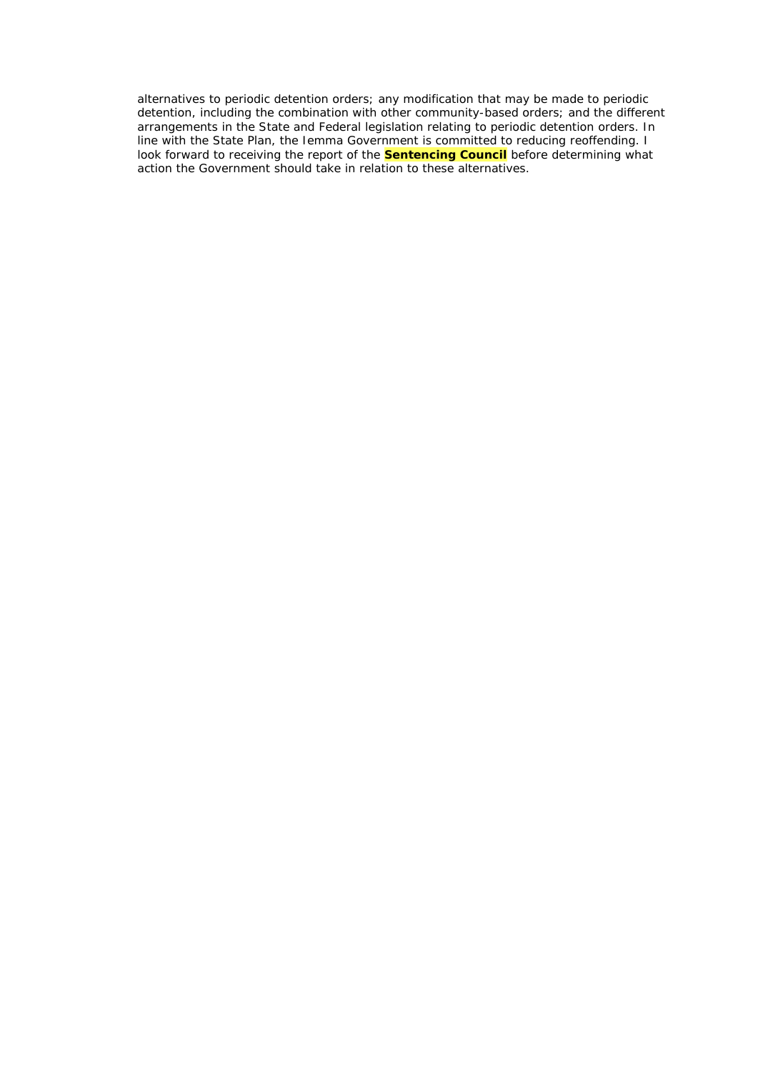alternatives to periodic detention orders; any modification that may be made to periodic detention, including the combination with other community-based orders; and the different arrangements in the State and Federal legislation relating to periodic detention orders. In line with the State Plan, the Iemma Government is committed to reducing reoffending. I look forward to receiving the report of the **Sentencing Council** before determining what action the Government should take in relation to these alternatives.